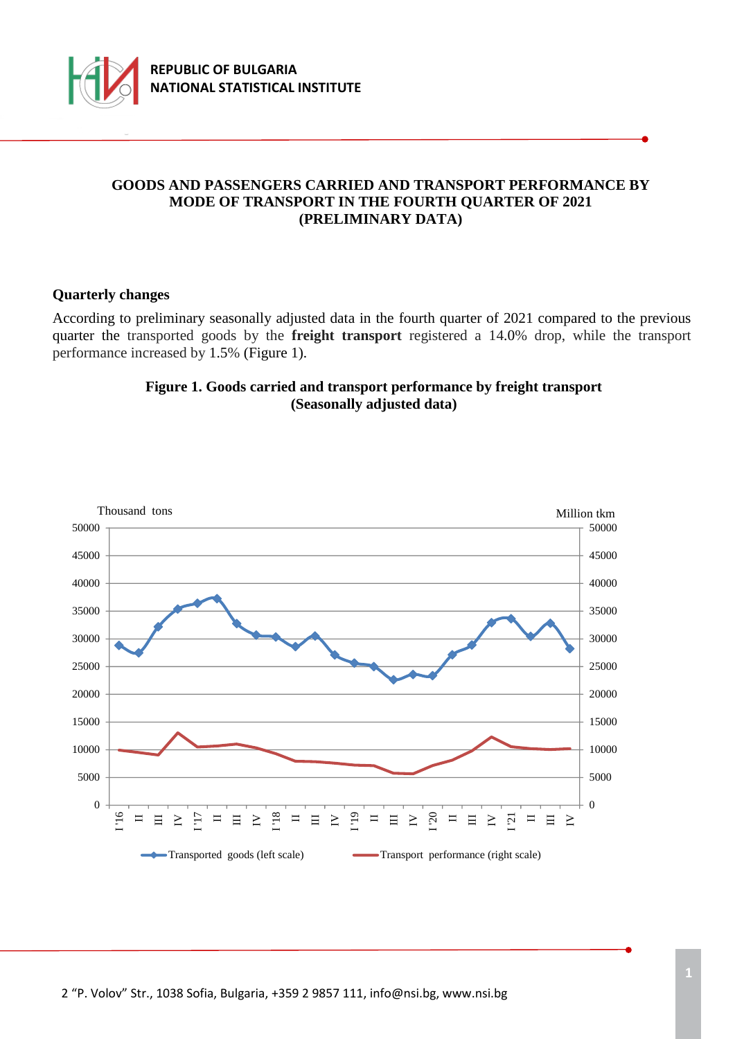REPUBLIC OF BULGARIA
NATIONAL STATISTICAL INSTITUTE

# GOODS AND PASSENGERS CARRIED AND TRANSPORT PERFORMANCE BY MODE OF TRANSPORT IN THE FOURTH QUARTER OF 2021 (PRELIMINARY DATA)

## Quarterly changes

According to preliminary seasonally adjusted data in the fourth quarter of 2021 compared to the previous quarter the transported goods by the **freight transport** registered a 14.0% drop, while the transport performance increased by 1.5% (Figure 1).

**Figure 1. Goods carried and transport performance by freight transport (Seasonally adjusted data)**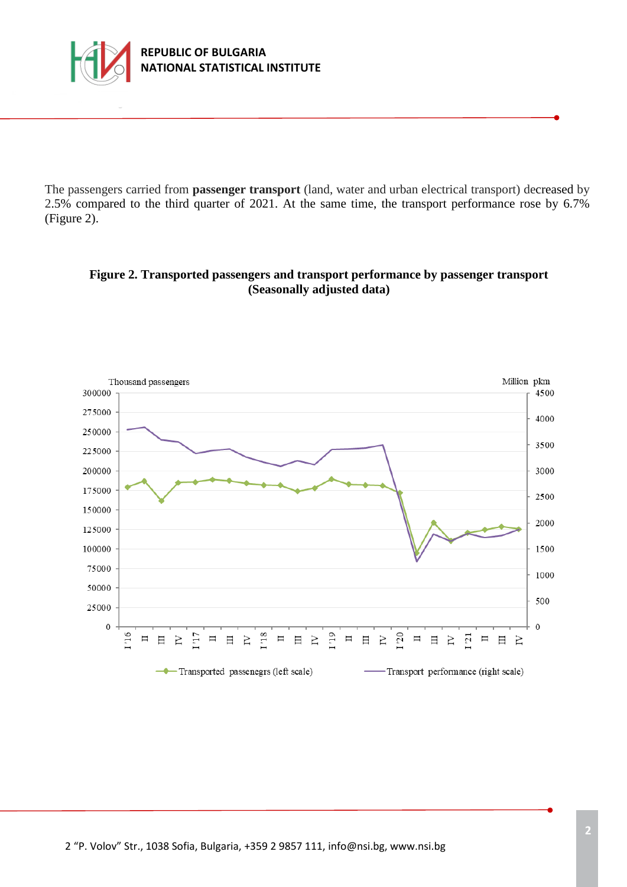The passengers carried from **passenger transport** (land, water and urban electrical transport) decreased by 2.5% compared to the third quarter of 2021. At the same time, the transport performance rose by 6.7% (Figure 2).

**Figure 2. Transported passengers and transport performance by passenger transport (Seasonally adjusted data)**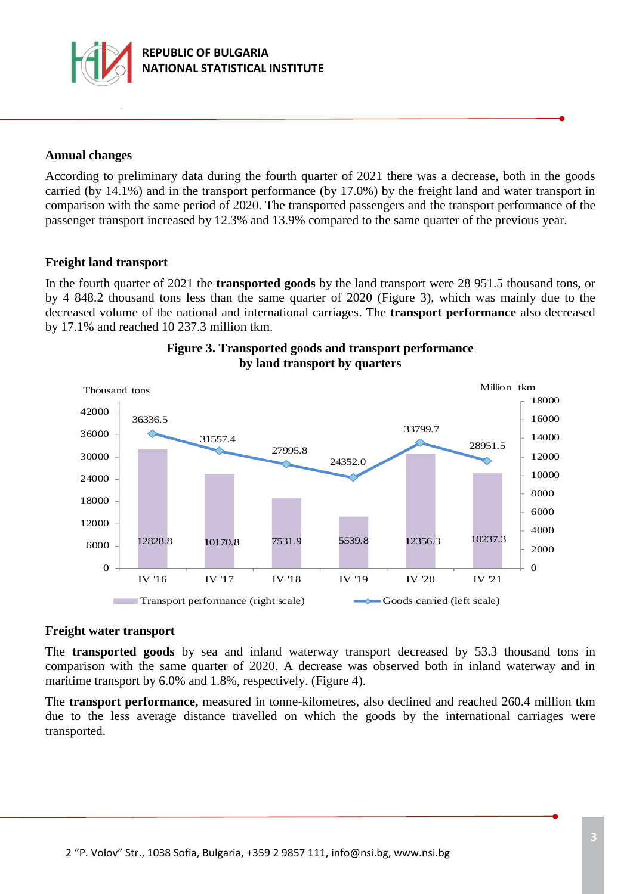## Annual changes

According to preliminary data during the fourth quarter of 2021 there was a decrease, both in the goods carried (by 14.1%) and in the transport performance (by 17.0%) by the freight land and water transport in comparison with the same period of 2020. The transported passengers and the transport performance of the passenger transport increased by 12.3% and 13.9% compared to the same quarter of the previous year.

## Freight land transport

In the fourth quarter of 2021 the **transported goods** by the land transport were 28 951.5 thousand tons, or by 4 848.2 thousand tons less than the same quarter of 2020 (Figure 3), which was mainly due to the decreased volume of the national and international carriages. The **transport performance** also decreased by 17.1% and reached 10 237.3 million tkm.

**Figure 3. Transported goods and transport performance by land transport by quarters**

| | IV '16 | IV '17 | IV '18 | IV '19 | IV '20 | IV '21 |
|---|---|---|---|---|---|---|
| Goods carried (left scale), thousand tons | 36336.5 | 31557.4 | 27995.8 | 24352.0 | 33799.7 | 28951.5 |
| Transport performance (right scale), million tkm | 12828.8 | 10170.8 | 7531.9 | 5539.8 | 12356.3 | 10237.3 |

## Freight water transport

The **transported goods** by sea and inland waterway transport decreased by 53.3 thousand tons in comparison with the same quarter of 2020. A decrease was observed both in inland waterway and in maritime transport by 6.0% and 1.8%, respectively. (Figure 4).

The **transport performance,** measured in tonne-kilometres, also declined and reached 260.4 million tkm due to the less average distance travelled on which the goods by the international carriages were transported.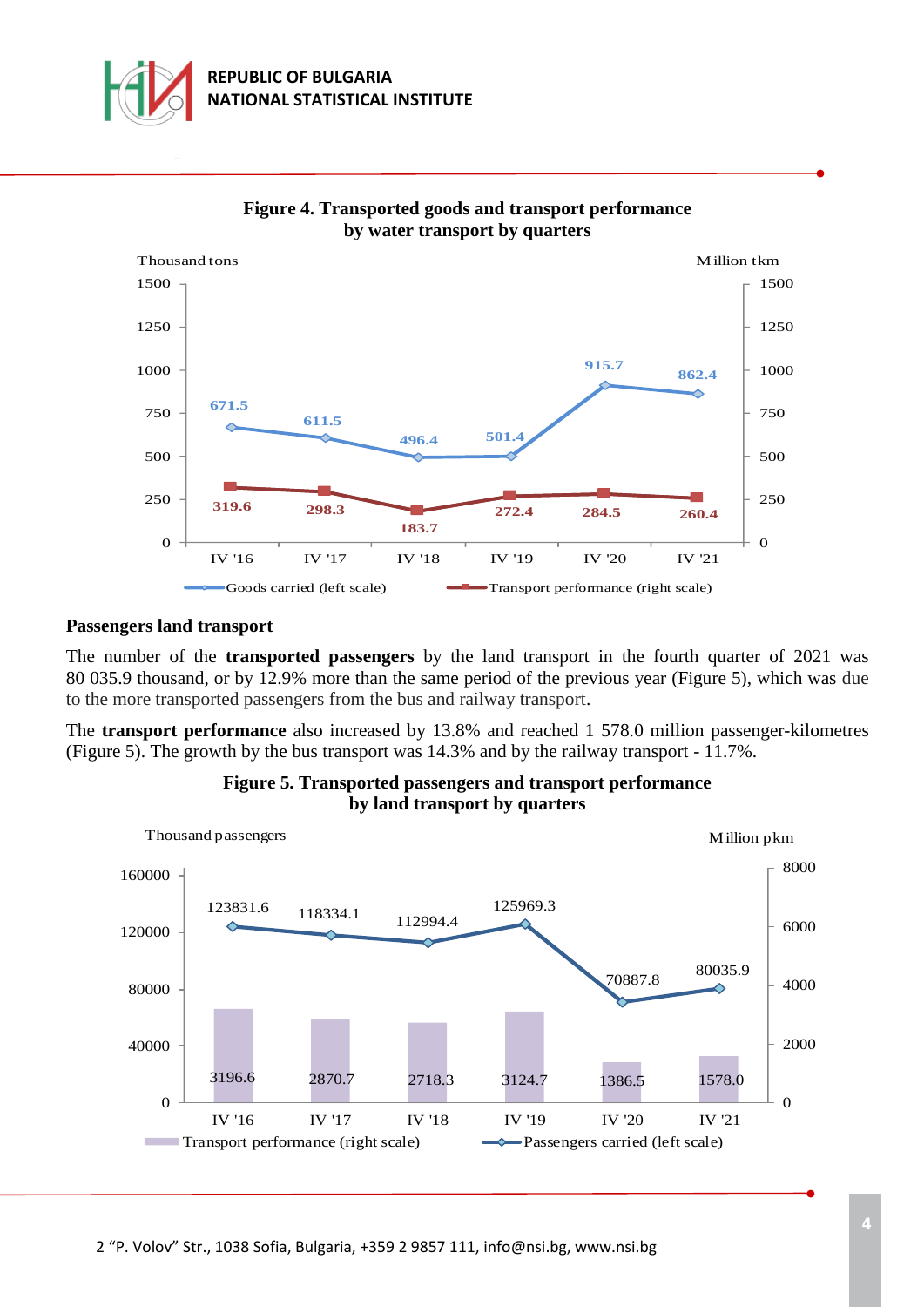**Figure 4. Transported goods and transport performance by water transport by quarters**

| | IV '16 | IV '17 | IV '18 | IV '19 | IV '20 | IV '21 |
|---|---|---|---|---|---|---|
| Goods carried (left scale), thousand tons | 671.5 | 611.5 | 496.4 | 501.4 | 915.7 | 862.4 |
| Transport performance (right scale), million tkm | 319.6 | 298.3 | 183.7 | 272.4 | 284.5 | 260.4 |

## Passengers land transport

The number of the **transported passengers** by the land transport in the fourth quarter of 2021 was 80 035.9 thousand, or by 12.9% more than the same period of the previous year (Figure 5), which was due to the more transported passengers from the bus and railway transport.

The **transport performance** also increased by 13.8% and reached 1 578.0 million passenger-kilometres (Figure 5). The growth by the bus transport was 14.3% and by the railway transport - 11.7%.

**Figure 5. Transported passengers and transport performance by land transport by quarters**

| | IV '16 | IV '17 | IV '18 | IV '19 | IV '20 | IV '21 |
|---|---|---|---|---|---|---|
| Transport performance (right scale), million pkm | 3196.6 | 2870.7 | 2718.3 | 3124.7 | 1386.5 | 1578.0 |
| Passengers carried (left scale), thousand passengers | 123831.6 | 118334.1 | 112994.4 | 125969.3 | 70887.8 | 80035.9 |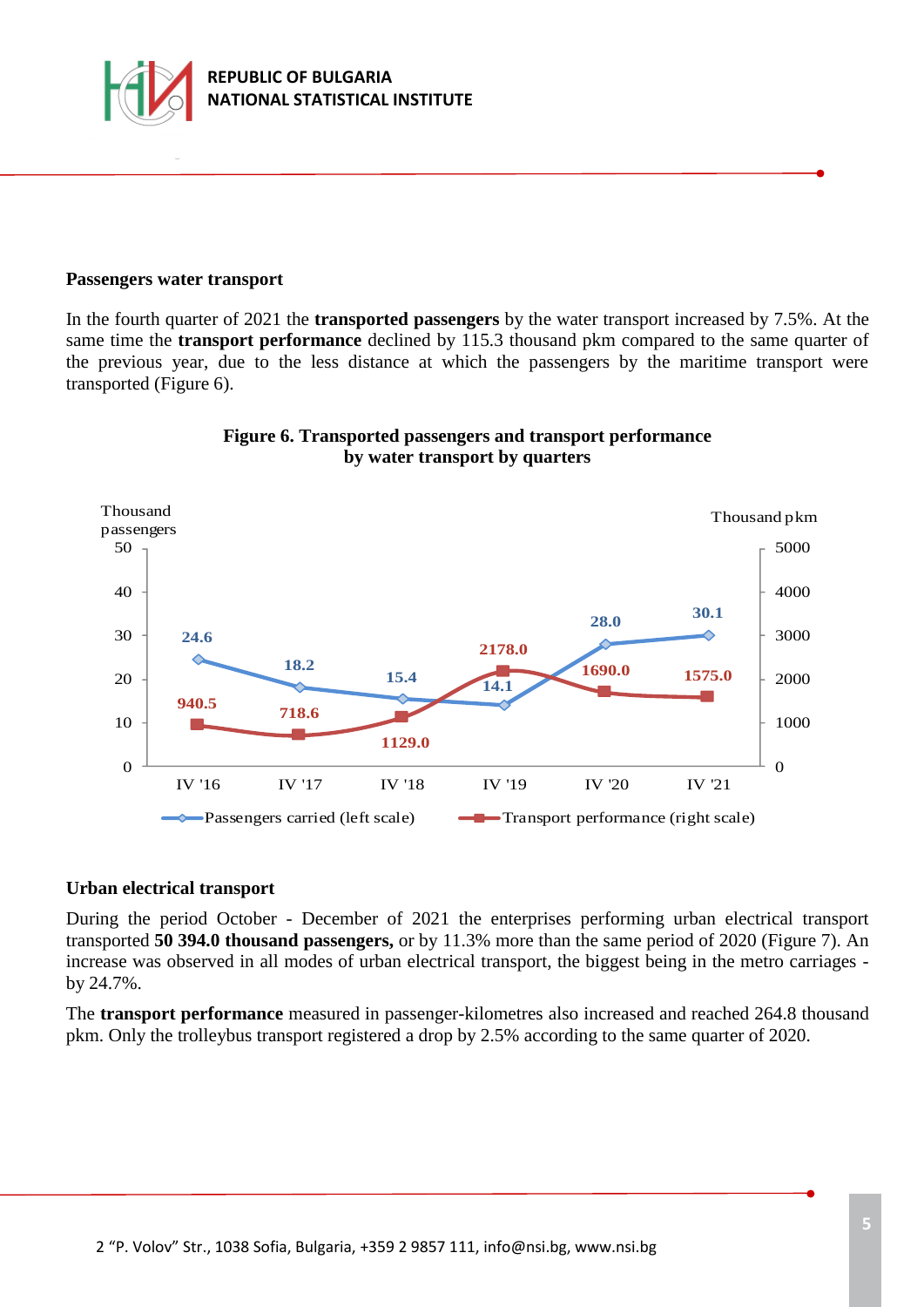**Passengers water transport**

In the fourth quarter of 2021 the **transported passengers** by the water transport increased by 7.5%. At the same time the **transport performance** declined by 115.3 thousand pkm compared to the same quarter of the previous year, due to the less distance at which the passengers by the maritime transport were transported (Figure 6).

**Figure 6. Transported passengers and transport performance by water transport by quarters**

| | IV '16 | IV '17 | IV '18 | IV '19 | IV '20 | IV '21 |
|---|---|---|---|---|---|---|
| Passengers carried (left scale), thousand passengers | 24.6 | 18.2 | 15.4 | 14.1 | 28.0 | 30.1 |
| Transport performance (right scale), thousand pkm | 940.5 | 718.6 | 1129.0 | 2178.0 | 1690.0 | 1575.0 |

**Urban electrical transport**

During the period October - December of 2021 the enterprises performing urban electrical transport transported **50 394.0 thousand passengers,** or by 11.3% more than the same period of 2020 (Figure 7). An increase was observed in all modes of urban electrical transport, the biggest being in the metro carriages - by 24.7%.

The **transport performance** measured in passenger-kilometres also increased and reached 264.8 thousand pkm. Only the trolleybus transport registered a drop by 2.5% according to the same quarter of 2020.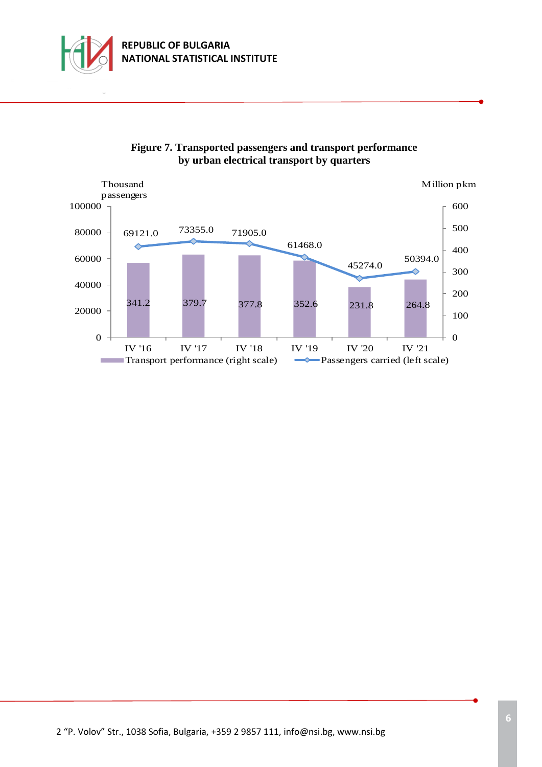**Figure 7. Transported passengers and transport performance by urban electrical transport by quarters**

| Quarter | Passengers carried (thousand passengers, left scale) | Transport performance (million pkm, right scale) |
|---|---|---|
| IV '16 | 69121.0 | 341.2 |
| IV '17 | 73355.0 | 379.7 |
| IV '18 | 71905.0 | 377.8 |
| IV '19 | 61468.0 | 352.6 |
| IV '20 | 45274.0 | 231.8 |
| IV '21 | 50394.0 | 264.8 |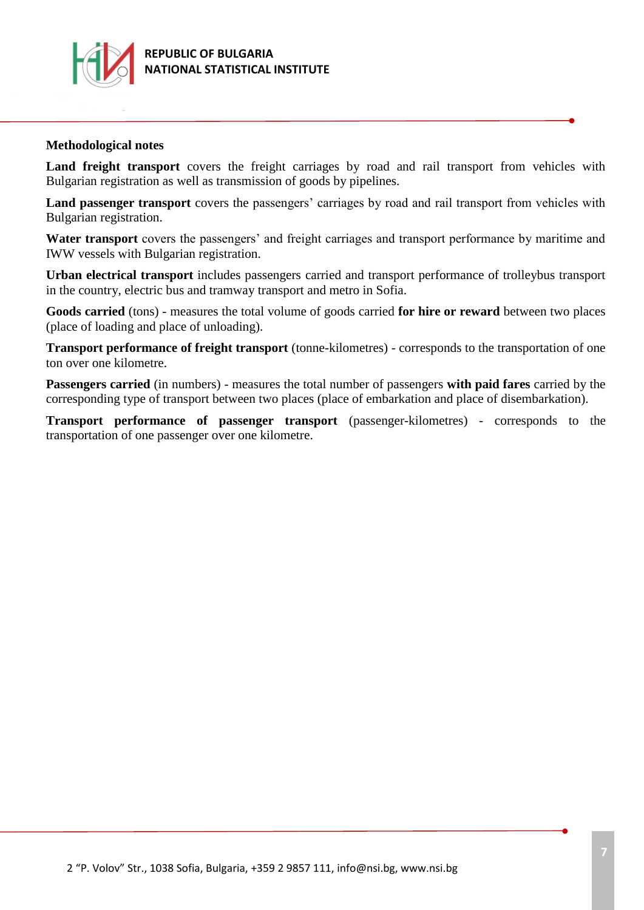## Methodological notes

**Land freight transport** covers the freight carriages by road and rail transport from vehicles with Bulgarian registration as well as transmission of goods by pipelines.

**Land passenger transport** covers the passengers' carriages by road and rail transport from vehicles with Bulgarian registration.

**Water transport** covers the passengers' and freight carriages and transport performance by maritime and IWW vessels with Bulgarian registration.

**Urban electrical transport** includes passengers carried and transport performance of trolleybus transport in the country, electric bus and tramway transport and metro in Sofia.

**Goods carried** (tons) - measures the total volume of goods carried **for hire or reward** between two places (place of loading and place of unloading).

**Transport performance of freight transport** (tonne-kilometres) - corresponds to the transportation of one ton over one kilometre.

**Passengers carried** (in numbers) - measures the total number of passengers **with paid fares** carried by the corresponding type of transport between two places (place of embarkation and place of disembarkation).

**Transport performance of passenger transport** (passenger-kilometres) - corresponds to the transportation of one passenger over one kilometre.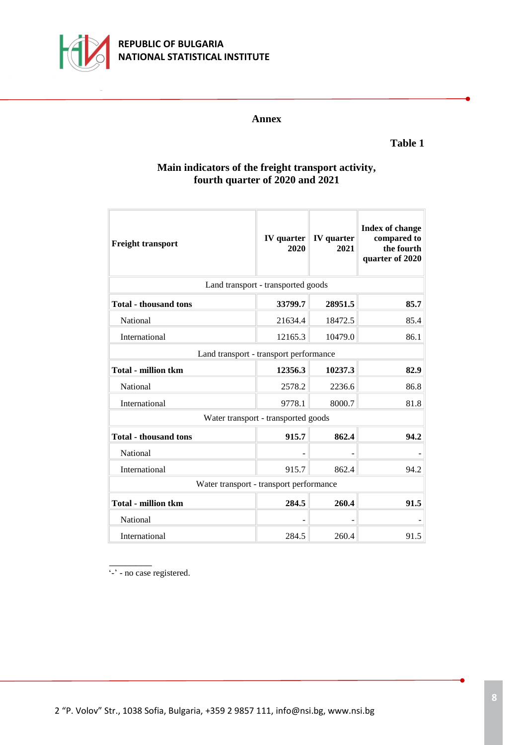## Annex

**Table 1**

### Main indicators of the freight transport activity, fourth quarter of 2020 and 2021

| **Freight transport** | **IV quarter 2020** | **IV quarter 2021** | **Index of change compared to the fourth quarter of 2020** |
|---|---|---|---|
| Land transport - transported goods | | | |
| **Total - thousand tons** | **33799.7** | **28951.5** | **85.7** |
| National | 21634.4 | 18472.5 | 85.4 |
| International | 12165.3 | 10479.0 | 86.1 |
| Land transport - transport performance | | | |
| **Total - million tkm** | **12356.3** | **10237.3** | **82.9** |
| National | 2578.2 | 2236.6 | 86.8 |
| International | 9778.1 | 8000.7 | 81.8 |
| Water transport - transported goods | | | |
| **Total - thousand tons** | **915.7** | **862.4** | **94.2** |
| National | - | - | - |
| International | 915.7 | 862.4 | 94.2 |
| Water transport - transport performance | | | |
| **Total - million tkm** | **284.5** | **260.4** | **91.5** |
| National | - | - | - |
| International | 284.5 | 260.4 | 91.5 |

'-' - no case registered.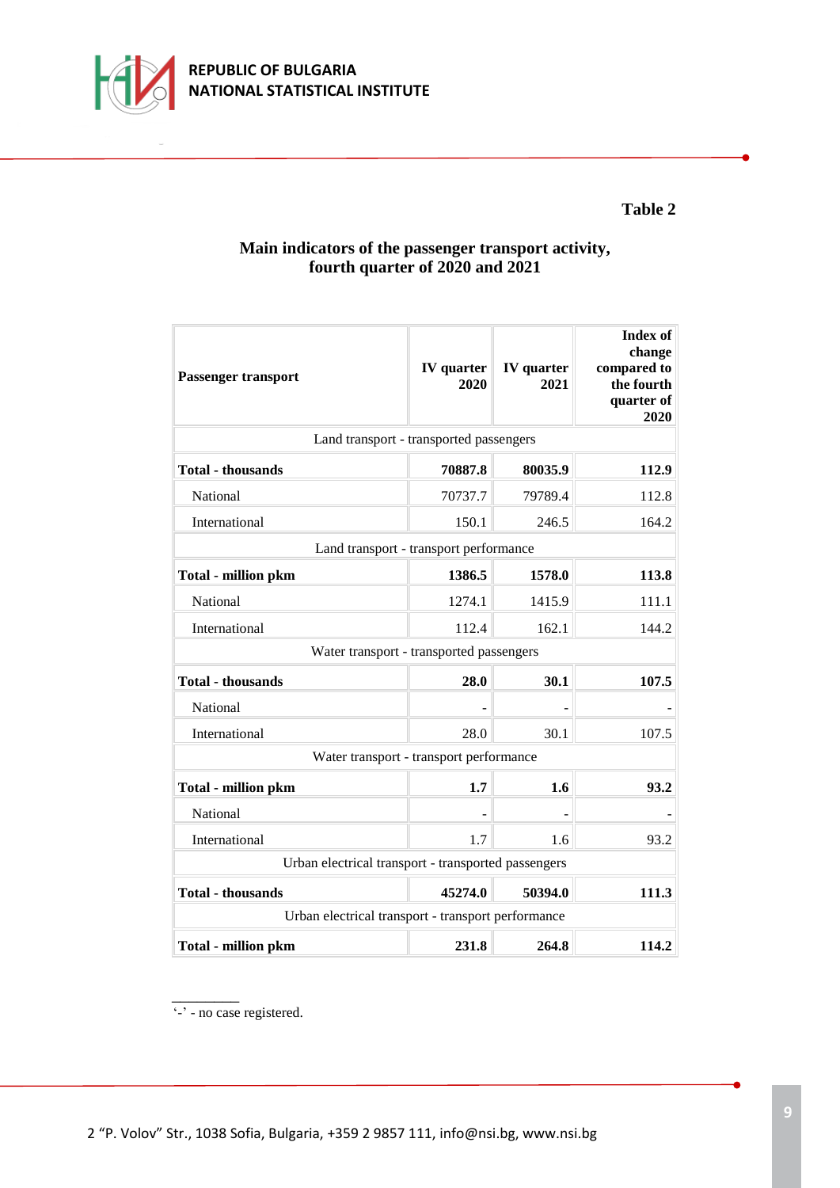**Table 2**

**Main indicators of the passenger transport activity, fourth quarter of 2020 and 2021**

| Passenger transport | IV quarter 2020 | IV quarter 2021 | Index of change compared to the fourth quarter of 2020 |
|---|---|---|---|
| Land transport - transported passengers | | | |
| **Total - thousands** | **70887.8** | **80035.9** | **112.9** |
| National | 70737.7 | 79789.4 | 112.8 |
| International | 150.1 | 246.5 | 164.2 |
| Land transport - transport performance | | | |
| **Total - million pkm** | **1386.5** | **1578.0** | **113.8** |
| National | 1274.1 | 1415.9 | 111.1 |
| International | 112.4 | 162.1 | 144.2 |
| Water transport - transported passengers | | | |
| **Total - thousands** | **28.0** | **30.1** | **107.5** |
| National | - | - | - |
| International | 28.0 | 30.1 | 107.5 |
| Water transport - transport performance | | | |
| **Total - million pkm** | **1.7** | **1.6** | **93.2** |
| National | - | - | - |
| International | 1.7 | 1.6 | 93.2 |
| Urban electrical transport - transported passengers | | | |
| **Total - thousands** | **45274.0** | **50394.0** | **111.3** |
| Urban electrical transport - transport performance | | | |
| **Total - million pkm** | **231.8** | **264.8** | **114.2** |

________

'-' - no case registered.